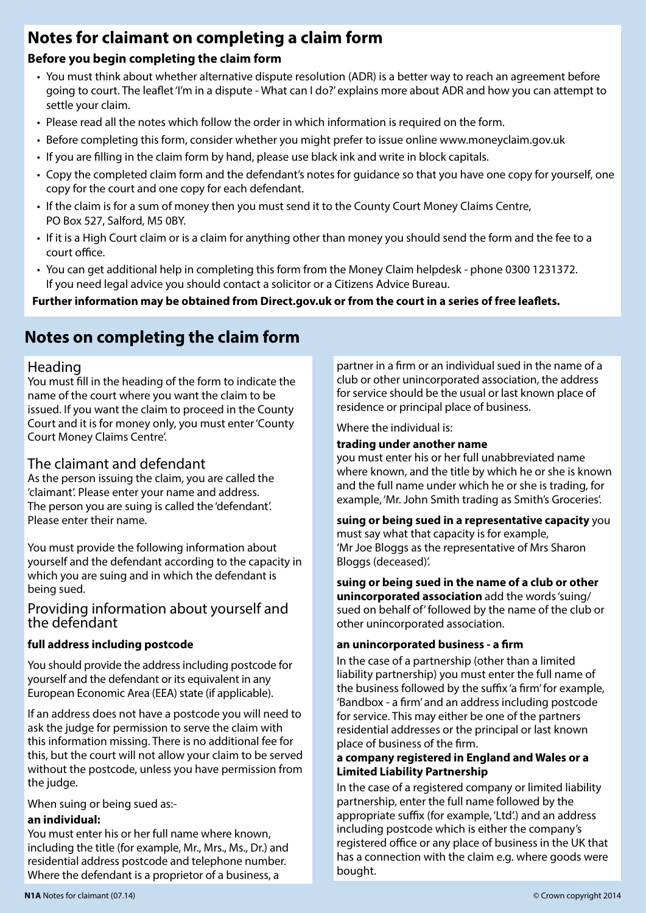## Notes for claimant on completing a claim form

### Before you begin completing the claim form

- You must think about whether alternative dispute resolution (ADR) is a better way to reach an agreement before going to court. The leaflet 'I'm in a dispute - What can I do?' explains more about ADR and how you can attempt to settle your claim.
- Please read all the notes which follow the order in which information is required on the form.
- Before completing this form, consider whether you might prefer to issue online www.moneyclaim.gov.uk
- If you are filling in the claim form by hand, please use black ink and write in block capitals.
- Copy the completed claim form and the defendant's notes for guidance so that you have one copy for yourself, one copy for the court and one copy for each defendant.
- If the claim is for a sum of money then you must send it to the County Court Money Claims Centre, PO Box 527, Salford, M5 0BY.
- If it is a High Court claim or is a claim for anything other than money you should send the form and the fee to a court office.
- You can get additional help in completing this form from the Money Claim helpdesk - phone 0300 1231372. If you need legal advice you should contact a solicitor or a Citizens Advice Bureau.

**Further information may be obtained from Direct.gov.uk or from the court in a series of free leaflets.**

## Notes on completing the claim form

### Heading

You must fill in the heading of the form to indicate the name of the court where you want the claim to be issued. If you want the claim to proceed in the County Court and it is for money only, you must enter 'County Court Money Claims Centre'.

### The claimant and defendant

As the person issuing the claim, you are called the 'claimant'. Please enter your name and address. The person you are suing is called the 'defendant'. Please enter their name.

You must provide the following information about yourself and the defendant according to the capacity in which you are suing and in which the defendant is being sued.

### Providing information about yourself and the defendant

**full address including postcode**

You should provide the address including postcode for yourself and the defendant or its equivalent in any European Economic Area (EEA) state (if applicable).

If an address does not have a postcode you will need to ask the judge for permission to serve the claim with this information missing. There is no additional fee for this, but the court will not allow your claim to be served without the postcode, unless you have permission from the judge.

When suing or being sued as:-

**an individual:**

You must enter his or her full name where known, including the title (for example, Mr., Mrs., Ms., Dr.) and residential address postcode and telephone number. Where the defendant is a proprietor of a business, a partner in a firm or an individual sued in the name of a club or other unincorporated association, the address for service should be the usual or last known place of residence or principal place of business.

Where the individual is:

**trading under another name**
you must enter his or her full unabbreviated name where known, and the title by which he or she is known and the full name under which he or she is trading, for example, 'Mr. John Smith trading as Smith's Groceries'.

**suing or being sued in a representative capacity** you must say what that capacity is for example, 'Mr Joe Bloggs as the representative of Mrs Sharon Bloggs (deceased)'.

**suing or being sued in the name of a club or other unincorporated association** add the words 'suing/ sued on behalf of' followed by the name of the club or other unincorporated association.

**an unincorporated business - a firm**

In the case of a partnership (other than a limited liability partnership) you must enter the full name of the business followed by the suffix 'a firm' for example, 'Bandbox - a firm' and an address including postcode for service. This may either be one of the partners residential addresses or the principal or last known place of business of the firm.

**a company registered in England and Wales or a Limited Liability Partnership**

In the case of a registered company or limited liability partnership, enter the full name followed by the appropriate suffix (for example, 'Ltd'.) and an address including postcode which is either the company's registered office or any place of business in the UK that has a connection with the claim e.g. where goods were bought.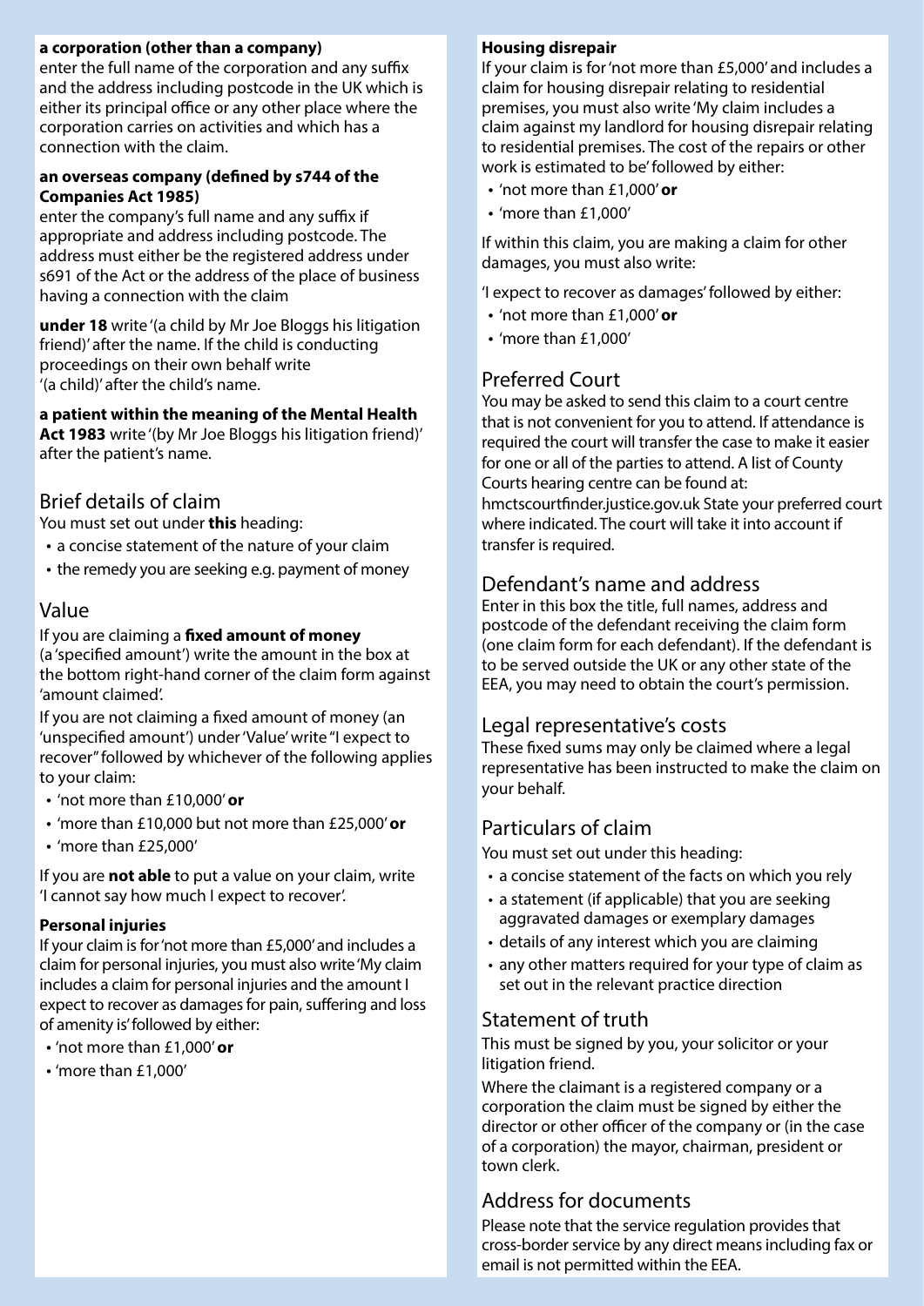**a corporation (other than a company)**
enter the full name of the corporation and any suffix and the address including postcode in the UK which is either its principal office or any other place where the corporation carries on activities and which has a connection with the claim.

**an overseas company (defined by s744 of the Companies Act 1985)**
enter the company's full name and any suffix if appropriate and address including postcode. The address must either be the registered address under s691 of the Act or the address of the place of business having a connection with the claim

**under 18** write '(a child by Mr Joe Bloggs his litigation friend)' after the name. If the child is conducting proceedings on their own behalf write '(a child)' after the child's name.

**a patient within the meaning of the Mental Health Act 1983** write '(by Mr Joe Bloggs his litigation friend)' after the patient's name.

## Brief details of claim

You must set out under **this** heading:

- a concise statement of the nature of your claim
- the remedy you are seeking e.g. payment of money

## Value

If you are claiming a **fixed amount of money** (a 'specified amount') write the amount in the box at the bottom right-hand corner of the claim form against 'amount claimed'.

If you are not claiming a fixed amount of money (an 'unspecified amount') under 'Value' write "I expect to recover" followed by whichever of the following applies to your claim:

- 'not more than £10,000' **or**
- 'more than £10,000 but not more than £25,000' **or**
- 'more than £25,000'

If you are **not able** to put a value on your claim, write 'I cannot say how much I expect to recover'.

**Personal injuries**
If your claim is for 'not more than £5,000' and includes a claim for personal injuries, you must also write 'My claim includes a claim for personal injuries and the amount I expect to recover as damages for pain, suffering and loss of amenity is' followed by either:

- 'not more than £1,000' **or**
- 'more than £1,000'

**Housing disrepair**
If your claim is for 'not more than £5,000' and includes a claim for housing disrepair relating to residential premises, you must also write 'My claim includes a claim against my landlord for housing disrepair relating to residential premises. The cost of the repairs or other work is estimated to be' followed by either:

- 'not more than £1,000' **or**
- 'more than £1,000'

If within this claim, you are making a claim for other damages, you must also write:

'I expect to recover as damages' followed by either:

- 'not more than £1,000' **or**
- 'more than £1,000'

## Preferred Court

You may be asked to send this claim to a court centre that is not convenient for you to attend. If attendance is required the court will transfer the case to make it easier for one or all of the parties to attend. A list of County Courts hearing centre can be found at: hmctscourtfinder.justice.gov.uk State your preferred court where indicated. The court will take it into account if transfer is required.

## Defendant's name and address

Enter in this box the title, full names, address and postcode of the defendant receiving the claim form (one claim form for each defendant). If the defendant is to be served outside the UK or any other state of the EEA, you may need to obtain the court's permission.

## Legal representative's costs

These fixed sums may only be claimed where a legal representative has been instructed to make the claim on your behalf.

## Particulars of claim

You must set out under this heading:

- a concise statement of the facts on which you rely
- a statement (if applicable) that you are seeking aggravated damages or exemplary damages
- details of any interest which you are claiming
- any other matters required for your type of claim as set out in the relevant practice direction

## Statement of truth

This must be signed by you, your solicitor or your litigation friend.

Where the claimant is a registered company or a corporation the claim must be signed by either the director or other officer of the company or (in the case of a corporation) the mayor, chairman, president or town clerk.

## Address for documents

Please note that the service regulation provides that cross-border service by any direct means including fax or email is not permitted within the EEA.